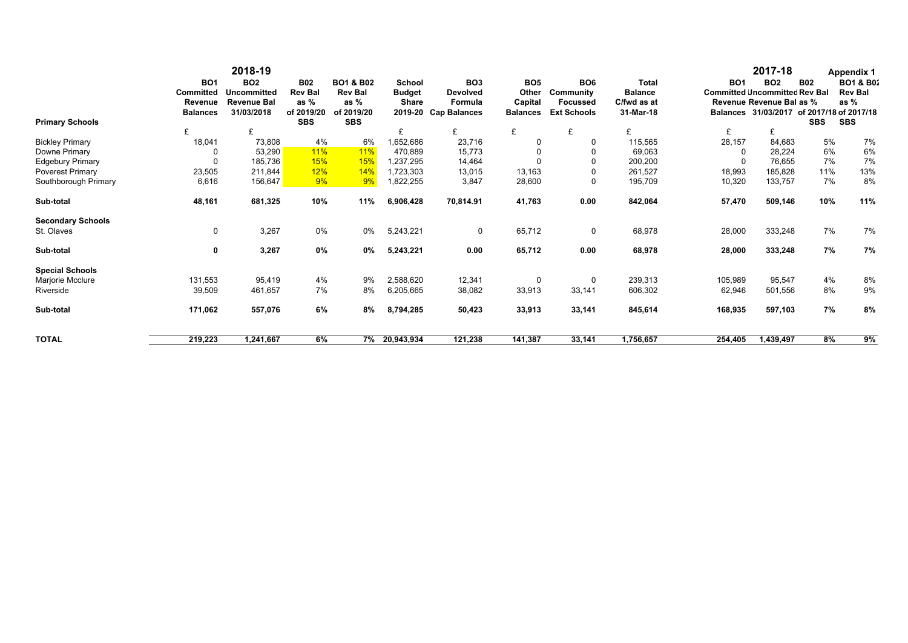**Appendix 1**

| | 2018-19 | | | | | | | | | | 2017-18 | | | |
|---|---|---|---|---|---|---|---|---|---|---|---|---|---|---|
| | **BO1 Committed Revenue Balances** | **BO2 Uncommitted Revenue Bal 31/03/2018** | **B02 Rev Bal as % of 2019/20 SBS** | **BO1 & B02 Rev Bal as % of 2019/20 SBS** | **School Budget Share 2019-20** | **BO3 Devolved Formula Cap Balances** | **BO5 Other Capital Balances** | **BO6 Community Focussed Ext Schools** | **Total Balance C/fwd as at 31-Mar-18** | | **BO1 Committed Revenue Balances** | **BO2 Uncommitted Revenue Bal 31/03/2017** | **B02 Rev Bal as % of 2017/18 SBS** | **BO1 & B02 Rev Bal as % of 2017/18 SBS** |
| **Primary Schools** | £ | £ | | | £ | £ | £ | £ | £ | | £ | £ | | |
| Bickley Primary | 18,041 | 73,808 | 4% | 6% | 1,652,686 | 23,716 | 0 | 0 | 115,565 | | 28,157 | 84,683 | 5% | 7% |
| Downe Primary | 0 | 53,290 | 11% | 11% | 470,889 | 15,773 | 0 | 0 | 69,063 | | 0 | 28,224 | 6% | 6% |
| Edgebury Primary | 0 | 185,736 | 15% | 15% | 1,237,295 | 14,464 | 0 | 0 | 200,200 | | 0 | 76,655 | 7% | 7% |
| Poverest Primary | 23,505 | 211,844 | 12% | 14% | 1,723,303 | 13,015 | 13,163 | 0 | 261,527 | | 18,993 | 185,828 | 11% | 13% |
| Southborough Primary | 6,616 | 156,647 | 9% | 9% | 1,822,255 | 3,847 | 28,600 | 0 | 195,709 | | 10,320 | 133,757 | 7% | 8% |
| **Sub-total** | **48,161** | **681,325** | **10%** | **11%** | **6,906,428** | **70,814.91** | **41,763** | **0.00** | **842,064** | | **57,470** | **509,146** | **10%** | **11%** |
| **Secondary Schools** | | | | | | | | | | | | | | |
| St. Olaves | 0 | 3,267 | 0% | 0% | 5,243,221 | 0 | 65,712 | 0 | 68,978 | | 28,000 | 333,248 | 7% | 7% |
| **Sub-total** | **0** | **3,267** | **0%** | **0%** | **5,243,221** | **0.00** | **65,712** | **0.00** | **68,978** | | **28,000** | **333,248** | **7%** | **7%** |
| **Special Schools** | | | | | | | | | | | | | | |
| Marjorie Mcclure | 131,553 | 95,419 | 4% | 9% | 2,588,620 | 12,341 | 0 | 0 | 239,313 | | 105,989 | 95,547 | 4% | 8% |
| Riverside | 39,509 | 461,657 | 7% | 8% | 6,205,665 | 38,082 | 33,913 | 33,141 | 606,302 | | 62,946 | 501,556 | 8% | 9% |
| **Sub-total** | **171,062** | **557,076** | **6%** | **8%** | **8,794,285** | **50,423** | **33,913** | **33,141** | **845,614** | | **168,935** | **597,103** | **7%** | **8%** |
| **TOTAL** | **219,223** | **1,241,667** | **6%** | **7%** | **20,943,934** | **121,238** | **141,387** | **33,141** | **1,756,657** | | **254,405** | **1,439,497** | **8%** | **9%** |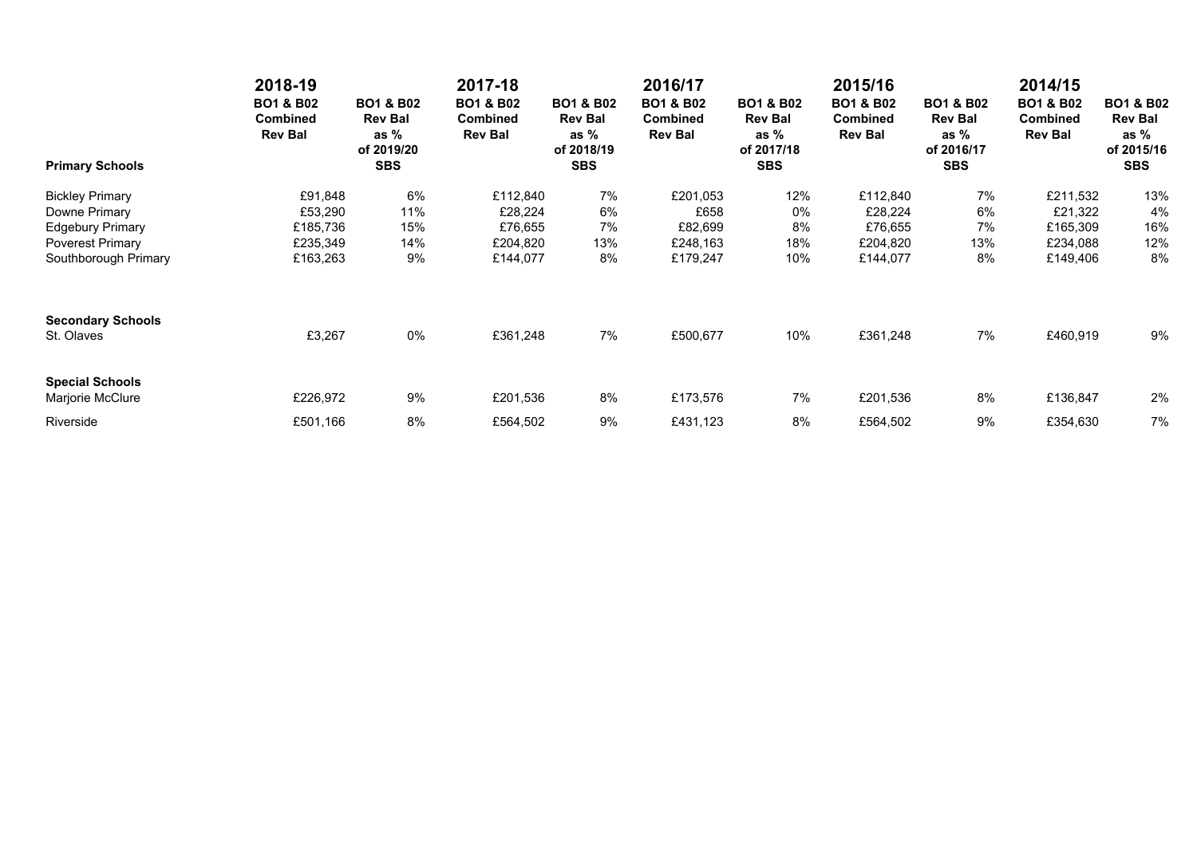| | 2018-19 | | 2017-18 | | 2016/17 | | 2015/16 | | 2014/15 | |
|---|---|---|---|---|---|---|---|---|---|---|
| **Primary Schools** | **BO1 & B02 Combined Rev Bal** | **BO1 & B02 Rev Bal as % of 2019/20 SBS** | **BO1 & B02 Combined Rev Bal** | **BO1 & B02 Rev Bal as % of 2018/19 SBS** | **BO1 & B02 Combined Rev Bal** | **BO1 & B02 Rev Bal as % of 2017/18 SBS** | **BO1 & B02 Combined Rev Bal** | **BO1 & B02 Rev Bal as % of 2016/17 SBS** | **BO1 & B02 Combined Rev Bal** | **BO1 & B02 Rev Bal as % of 2015/16 SBS** |
| Bickley Primary | £91,848 | 6% | £112,840 | 7% | £201,053 | 12% | £112,840 | 7% | £211,532 | 13% |
| Downe Primary | £53,290 | 11% | £28,224 | 6% | £658 | 0% | £28,224 | 6% | £21,322 | 4% |
| Edgebury Primary | £185,736 | 15% | £76,655 | 7% | £82,699 | 8% | £76,655 | 7% | £165,309 | 16% |
| Poverest Primary | £235,349 | 14% | £204,820 | 13% | £248,163 | 18% | £204,820 | 13% | £234,088 | 12% |
| Southborough Primary | £163,263 | 9% | £144,077 | 8% | £179,247 | 10% | £144,077 | 8% | £149,406 | 8% |
| **Secondary Schools** | | | | | | | | | | |
| St. Olaves | £3,267 | 0% | £361,248 | 7% | £500,677 | 10% | £361,248 | 7% | £460,919 | 9% |
| **Special Schools** | | | | | | | | | | |
| Marjorie McClure | £226,972 | 9% | £201,536 | 8% | £173,576 | 7% | £201,536 | 8% | £136,847 | 2% |
| Riverside | £501,166 | 8% | £564,502 | 9% | £431,123 | 8% | £564,502 | 9% | £354,630 | 7% |